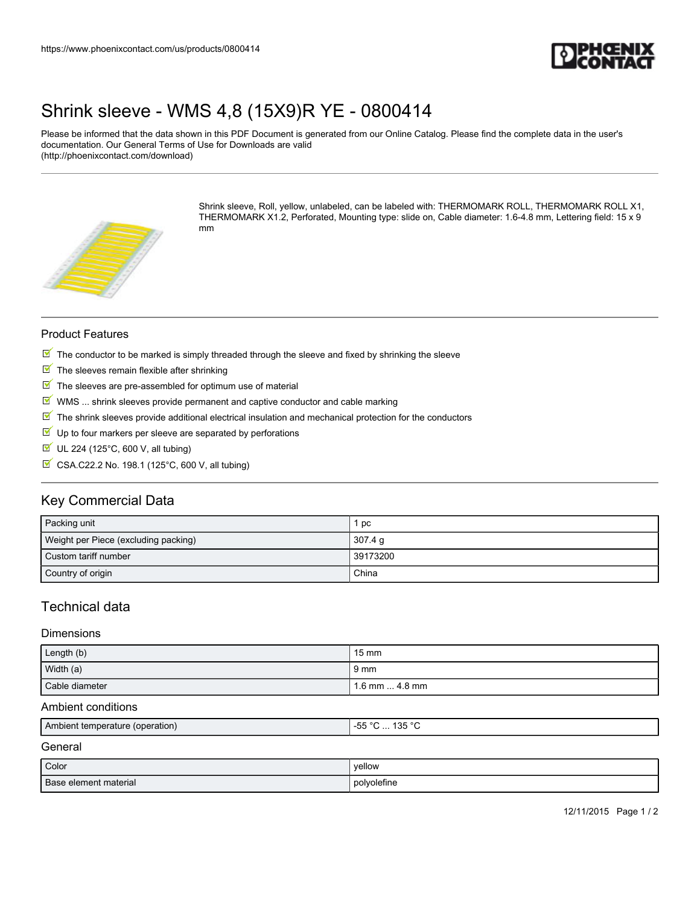https://www.phoenixcontact.com/us/products/0800414

# Shrink sleeve - WMS 4,8 (15X9)R YE - 0800414

Please be informed that the data shown in this PDF Document is generated from our Online Catalog. Please find the complete data in the user's documentation. Our General Terms of Use for Downloads are valid
(http://phoenixcontact.com/download)

Shrink sleeve, Roll, yellow, unlabeled, can be labeled with: THERMOMARK ROLL, THERMOMARK ROLL X1, THERMOMARK X1.2, Perforated, Mounting type: slide on, Cable diameter: 1.6-4.8 mm, Lettering field: 15 x 9 mm

## Product Features

- The conductor to be marked is simply threaded through the sleeve and fixed by shrinking the sleeve
- The sleeves remain flexible after shrinking
- The sleeves are pre-assembled for optimum use of material
- WMS ... shrink sleeves provide permanent and captive conductor and cable marking
- The shrink sleeves provide additional electrical insulation and mechanical protection for the conductors
- Up to four markers per sleeve are separated by perforations
- UL 224 (125°C, 600 V, all tubing)
- CSA.C22.2 No. 198.1 (125°C, 600 V, all tubing)

## Key Commercial Data

| | |
|---|---|
| Packing unit | 1 pc |
| Weight per Piece (excluding packing) | 307.4 g |
| Custom tariff number | 39173200 |
| Country of origin | China |

## Technical data

### Dimensions

| | |
|---|---|
| Length (b) | 15 mm |
| Width (a) | 9 mm |
| Cable diameter | 1.6 mm ... 4.8 mm |

### Ambient conditions

| | |
|---|---|
| Ambient temperature (operation) | -55 °C ... 135 °C |

### General

| | |
|---|---|
| Color | yellow |
| Base element material | polyolefine |

12/11/2015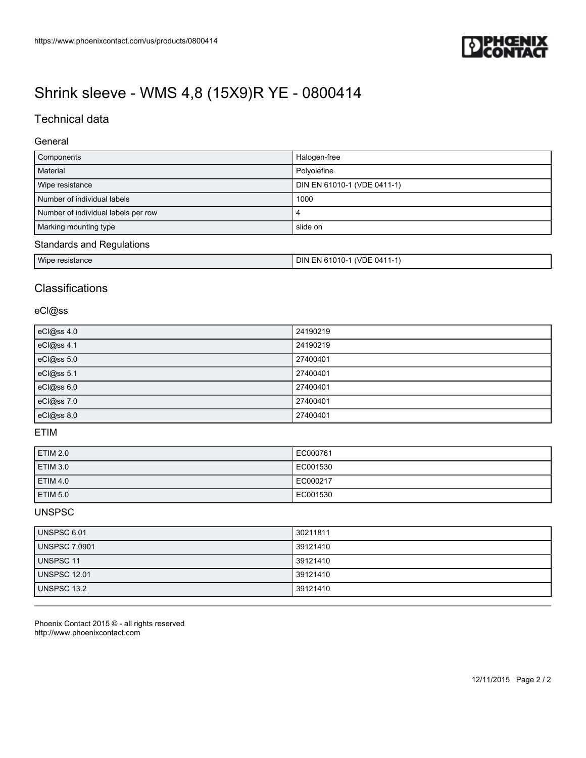# Shrink sleeve - WMS 4,8 (15X9)R YE - 0800414

## Technical data

### General

| | |
|---|---|
| Components | Halogen-free |
| Material | Polyolefine |
| Wipe resistance | DIN EN 61010-1 (VDE 0411-1) |
| Number of individual labels | 1000 |
| Number of individual labels per row | 4 |
| Marking mounting type | slide on |

### Standards and Regulations

| | |
|---|---|
| Wipe resistance | DIN EN 61010-1 (VDE 0411-1) |

## Classifications

### eCl@ss

| | |
|---|---|
| eCl@ss 4.0 | 24190219 |
| eCl@ss 4.1 | 24190219 |
| eCl@ss 5.0 | 27400401 |
| eCl@ss 5.1 | 27400401 |
| eCl@ss 6.0 | 27400401 |
| eCl@ss 7.0 | 27400401 |
| eCl@ss 8.0 | 27400401 |

### ETIM

| | |
|---|---|
| ETIM 2.0 | EC000761 |
| ETIM 3.0 | EC001530 |
| ETIM 4.0 | EC000217 |
| ETIM 5.0 | EC001530 |

### UNSPSC

| | |
|---|---|
| UNSPSC 6.01 | 30211811 |
| UNSPSC 7.0901 | 39121410 |
| UNSPSC 11 | 39121410 |
| UNSPSC 12.01 | 39121410 |
| UNSPSC 13.2 | 39121410 |

Phoenix Contact 2015 © - all rights reserved
http://www.phoenixcontact.com